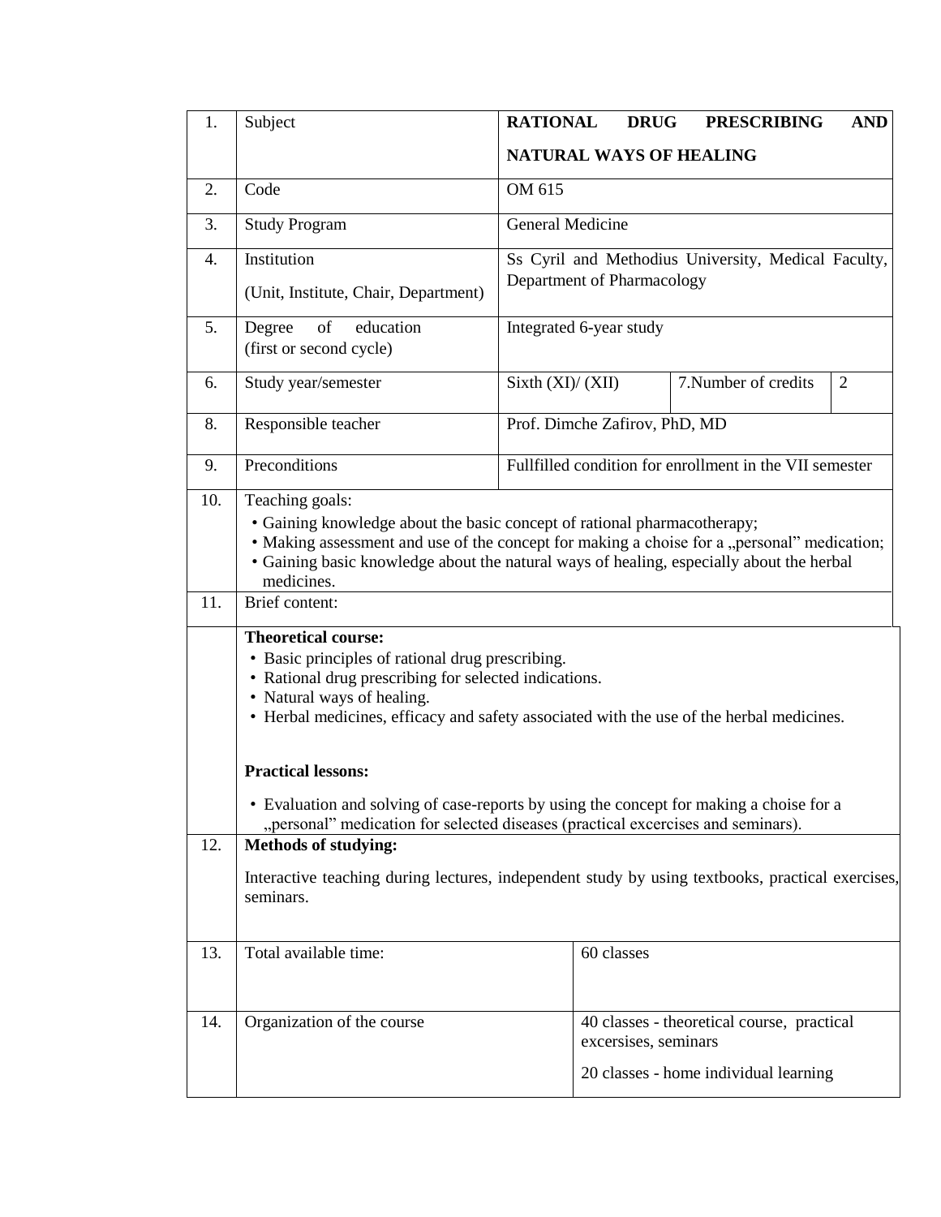| | | | | | |
|---|---|---|---|---|---|
| 1. | Subject | **RATIONAL DRUG PRESCRIBING AND NATURAL WAYS OF HEALING** | | | |
| 2. | Code | OM 615 | | | |
| 3. | Study Program | General Medicine | | | |
| 4. | Institution<br>(Unit, Institute, Chair, Department) | Ss Cyril and Methodius University, Medical Faculty, Department of Pharmacology | | | |
| 5. | Degree of education<br>(first or second cycle) | Integrated 6-year study | | | |
| 6. | Study year/semester | Sixth (XI)/ (XII) | 7.Number of credits | 2 | |
| 8. | Responsible teacher | Prof. Dimche Zafirov, PhD, MD | | | |
| 9. | Preconditions | Fullfilled condition for enrollment in the VII semester | | | |
| 10. | Teaching goals:<br>• Gaining knowledge about the basic concept of rational pharmacotherapy;<br>• Making assessment and use of the concept for making a choise for a „personal" medication;<br>• Gaining basic knowledge about the natural ways of healing, especially about the herbal medicines. | | | | |
| 11. | Brief content: | | | | |
| | **Theoretical course:**<br>• Basic principles of rational drug prescribing.<br>• Rational drug prescribing for selected indications.<br>• Natural ways of healing.<br>• Herbal medicines, efficacy and safety associated with the use of the herbal medicines.<br><br>**Practical lessons:**<br>• Evaluation and solving of case-reports by using the concept for making a choise for a „personal" medication for selected diseases (practical excercises and seminars). | | | | |
| 12. | **Methods of studying:**<br>Interactive teaching during lectures, independent study by using textbooks, practical exercises, seminars. | | | | |
| 13. | Total available time: | 60 classes | | | |
| 14. | Organization of the course | 40 classes - theoretical course, practical excersises, seminars<br>20 classes - home individual learning | | | |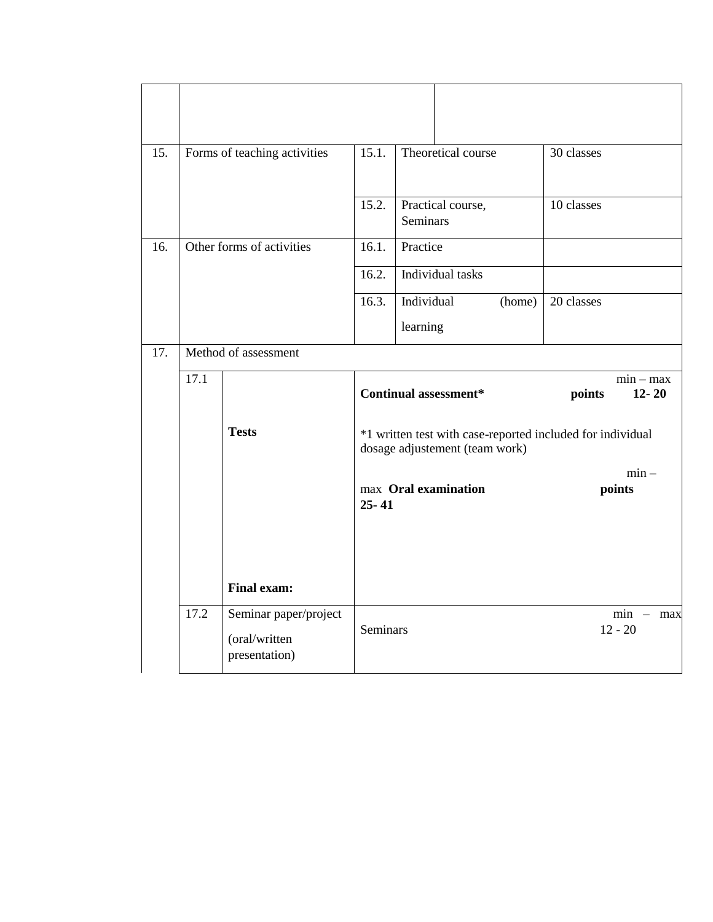| | | | | |
|---|---|---|---|---|
| | | | | |
| 15. | Forms of teaching activities | 15.1. | Theoretical course | 30 classes |
| | | 15.2. | Practical course, Seminars | 10 classes |
| 16. | Other forms of activities | 16.1. | Practice | |
| | | 16.2. | Individual tasks | |
| | | 16.3. | Individual (home) learning | 20 classes |

| | | | |
|---|---|---|---|
| 17. | Method of assessment | | |
| | 17.1 | **Tests**<br><br>**Final exam:** | **Continual assessment*** **points** min – max **12- 20**<br><br>*1 written test with case-reported included for individual dosage adjustement (team work)<br><br>**Oral examination** **points** min – max **25- 41** |
| | 17.2 | Seminar paper/project (oral/written presentation) | Seminars min – max 12 - 20 |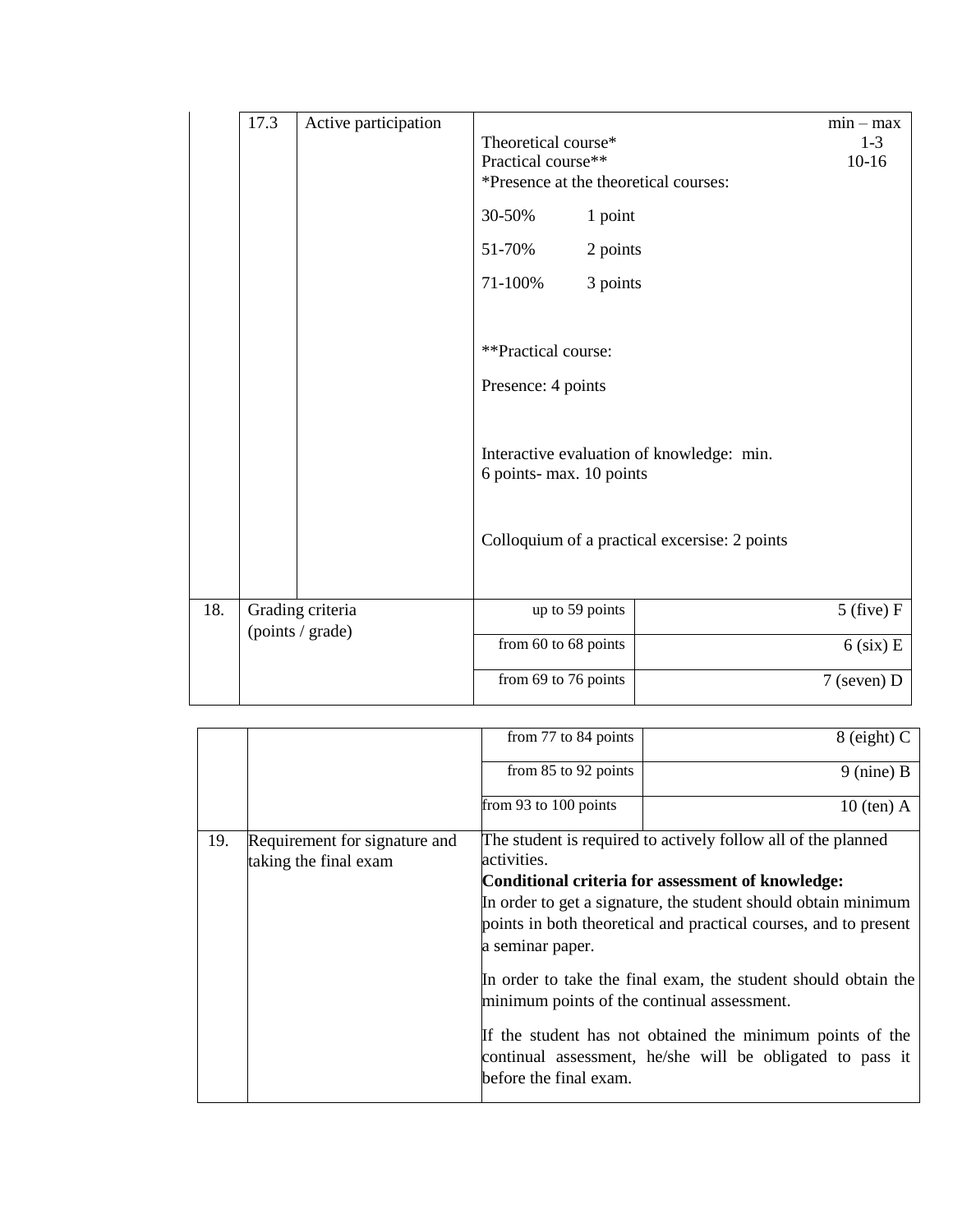| | | | | |
|---|---|---|---|---|
| | 17.3 | Active participation | Theoretical course*<br>Practical course**<br>*Presence at the theoretical courses:<br>30-50% 1 point<br>51-70% 2 points<br>71-100% 3 points<br><br>**Practical course:<br>Presence: 4 points<br><br>Interactive evaluation of knowledge: min. 6 points- max. 10 points<br><br>Colloquium of a practical excersise: 2 points | min – max<br>1-3<br>10-16 |
| 18. | Grading criteria (points / grade) | | up to 59 points | 5 (five) F |
| | | | from 60 to 68 points | 6 (six) E |
| | | | from 69 to 76 points | 7 (seven) D |
| | | | from 77 to 84 points | 8 (eight) C |
| | | | from 85 to 92 points | 9 (nine) B |
| | | | from 93 to 100 points | 10 (ten) A |
| 19. | Requirement for signature and taking the final exam | | The student is required to actively follow all of the planned activities.<br>**Conditional criteria for assessment of knowledge:**<br>In order to get a signature, the student should obtain minimum points in both theoretical and practical courses, and to present a seminar paper.<br>In order to take the final exam, the student should obtain the minimum points of the continual assessment.<br>If the student has not obtained the minimum points of the continual assessment, he/she will be obligated to pass it before the final exam. | |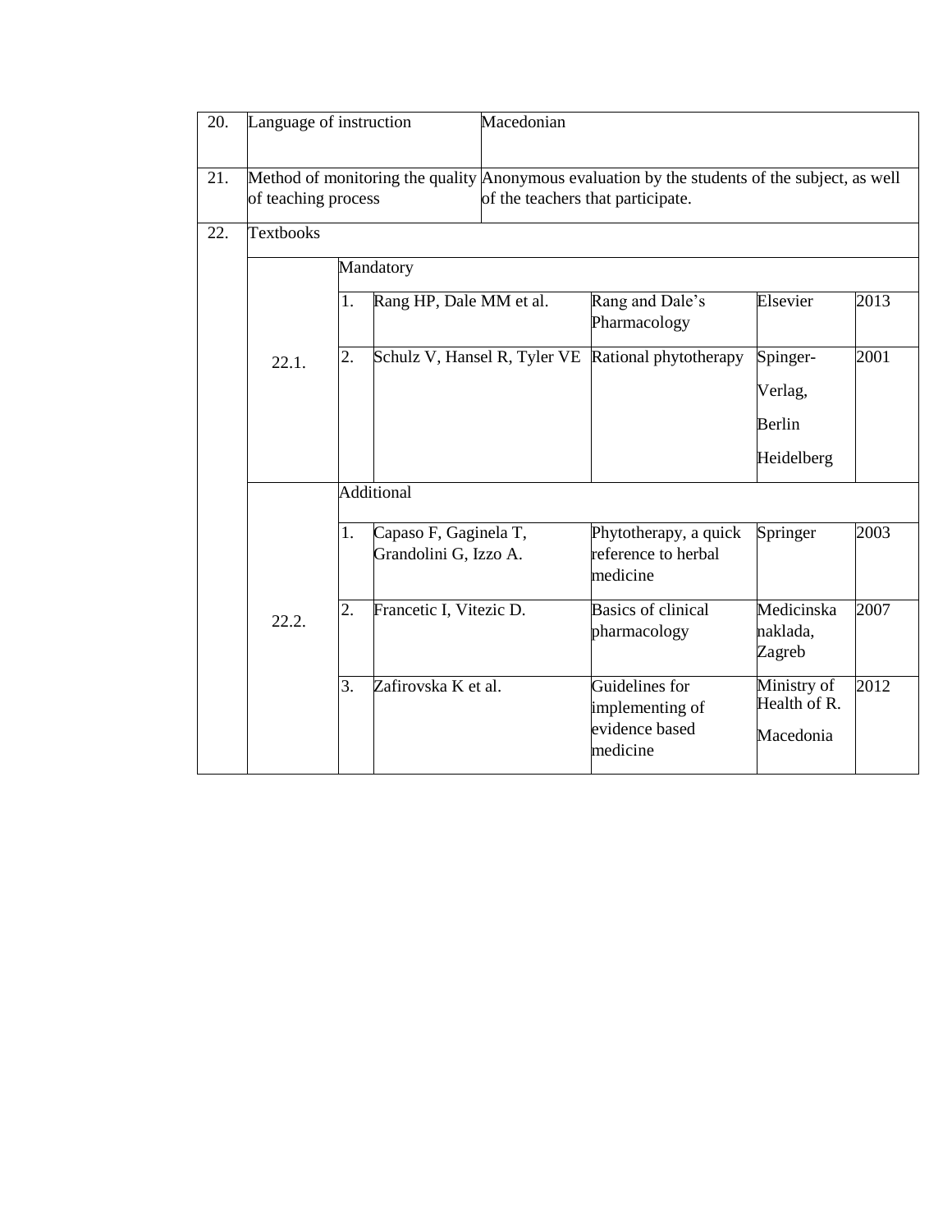| | | | | | | |
|---|---|---|---|---|---|---|
| 20. | Language of instruction | | Macedonian | | | |
| 21. | Method of monitoring the quality of teaching process | | Anonymous evaluation by the students of the subject, as well of the teachers that participate. | | | |
| 22. | Textbooks | | | | | |
| | | Mandatory | | | | |
| | 22.1. | 1. | Rang HP, Dale MM et al. | Rang and Dale's Pharmacology | Elsevier | 2013 |
| | | 2. | Schulz V, Hansel R, Tyler VE | Rational phytotherapy | Spinger-Verlag, Berlin Heidelberg | 2001 |
| | | Additional | | | | |
| | 22.2. | 1. | Capaso F, Gaginela T, Grandolini G, Izzo A. | Phytotherapy, a quick reference to herbal medicine | Springer | 2003 |
| | | 2. | Francetic I, Vitezic D. | Basics of clinical pharmacology | Medicinska naklada, Zagreb | 2007 |
| | | 3. | Zafirovska K et al. | Guidelines for implementing of evidence based medicine | Ministry of Health of R. Macedonia | 2012 |